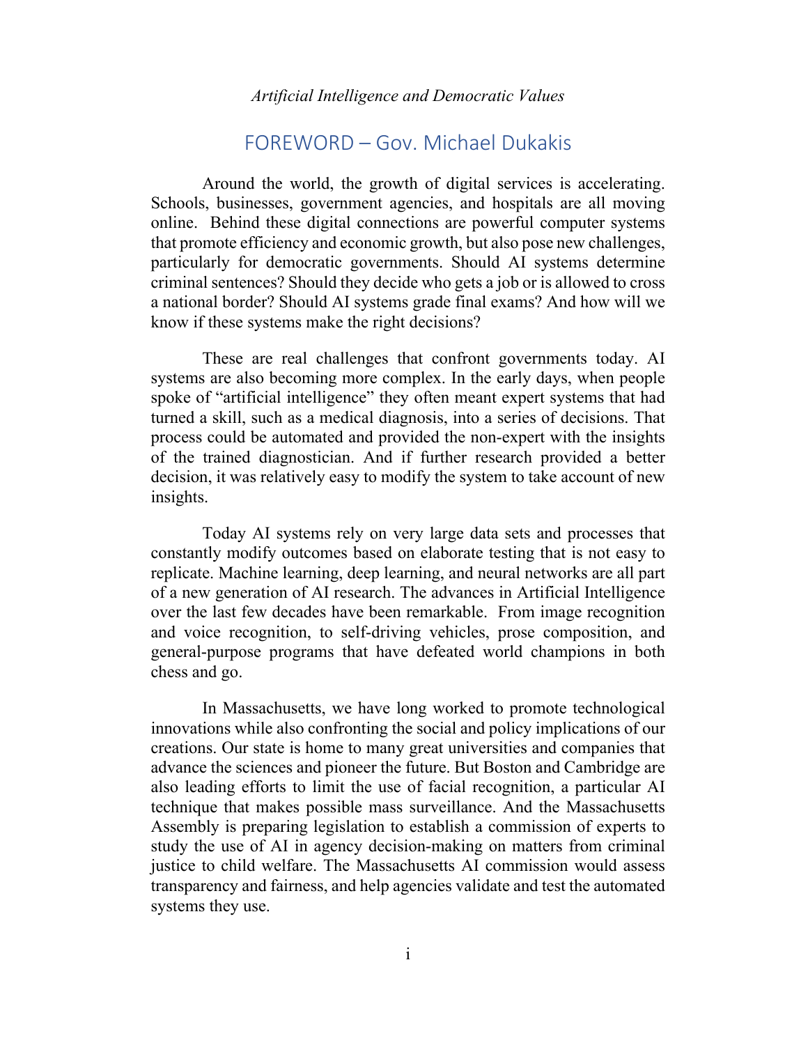## FOREWORD – Gov. Michael Dukakis

Around the world, the growth of digital services is accelerating. Schools, businesses, government agencies, and hospitals are all moving online. Behind these digital connections are powerful computer systems that promote efficiency and economic growth, but also pose new challenges, particularly for democratic governments. Should AI systems determine criminal sentences? Should they decide who gets a job or is allowed to cross a national border? Should AI systems grade final exams? And how will we know if these systems make the right decisions?

These are real challenges that confront governments today. AI systems are also becoming more complex. In the early days, when people spoke of "artificial intelligence" they often meant expert systems that had turned a skill, such as a medical diagnosis, into a series of decisions. That process could be automated and provided the non-expert with the insights of the trained diagnostician. And if further research provided a better decision, it was relatively easy to modify the system to take account of new insights.

Today AI systems rely on very large data sets and processes that constantly modify outcomes based on elaborate testing that is not easy to replicate. Machine learning, deep learning, and neural networks are all part of a new generation of AI research. The advances in Artificial Intelligence over the last few decades have been remarkable. From image recognition and voice recognition, to self-driving vehicles, prose composition, and general-purpose programs that have defeated world champions in both chess and go.

In Massachusetts, we have long worked to promote technological innovations while also confronting the social and policy implications of our creations. Our state is home to many great universities and companies that advance the sciences and pioneer the future. But Boston and Cambridge are also leading efforts to limit the use of facial recognition, a particular AI technique that makes possible mass surveillance. And the Massachusetts Assembly is preparing legislation to establish a commission of experts to study the use of AI in agency decision-making on matters from criminal justice to child welfare. The Massachusetts AI commission would assess transparency and fairness, and help agencies validate and test the automated systems they use.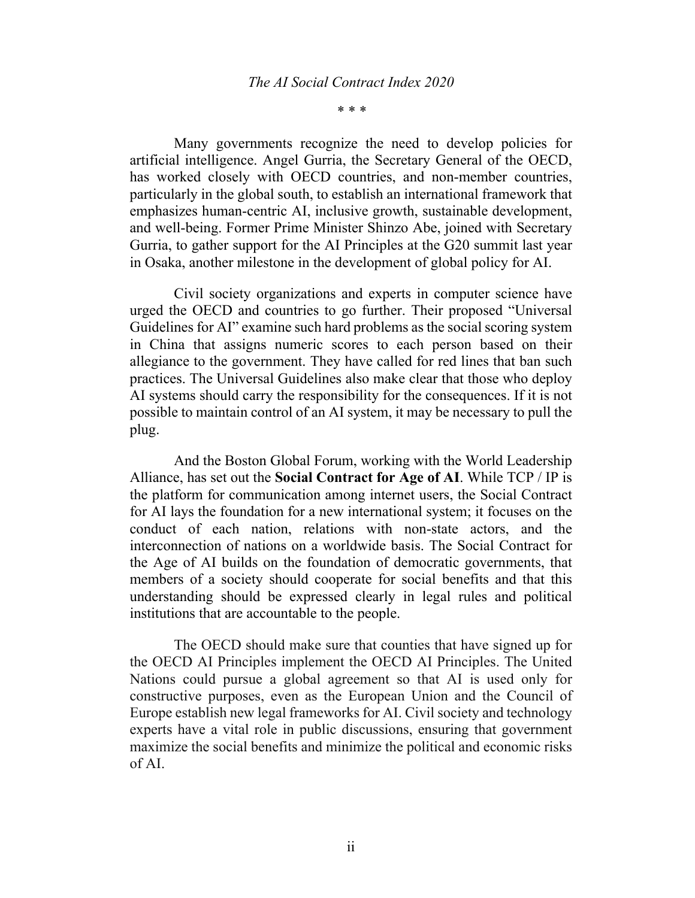\* \* \*

Many governments recognize the need to develop policies for artificial intelligence. Angel Gurria, the Secretary General of the OECD, has worked closely with OECD countries, and non-member countries, particularly in the global south, to establish an international framework that emphasizes human-centric AI, inclusive growth, sustainable development, and well-being. Former Prime Minister Shinzo Abe, joined with Secretary Gurria, to gather support for the AI Principles at the G20 summit last year in Osaka, another milestone in the development of global policy for AI.

Civil society organizations and experts in computer science have urged the OECD and countries to go further. Their proposed "Universal Guidelines for AI" examine such hard problems as the social scoring system in China that assigns numeric scores to each person based on their allegiance to the government. They have called for red lines that ban such practices. The Universal Guidelines also make clear that those who deploy AI systems should carry the responsibility for the consequences. If it is not possible to maintain control of an AI system, it may be necessary to pull the plug.

And the Boston Global Forum, working with the World Leadership Alliance, has set out the **Social Contract for Age of AI**. While TCP / IP is the platform for communication among internet users, the Social Contract for AI lays the foundation for a new international system; it focuses on the conduct of each nation, relations with non-state actors, and the interconnection of nations on a worldwide basis. The Social Contract for the Age of AI builds on the foundation of democratic governments, that members of a society should cooperate for social benefits and that this understanding should be expressed clearly in legal rules and political institutions that are accountable to the people.

The OECD should make sure that counties that have signed up for the OECD AI Principles implement the OECD AI Principles. The United Nations could pursue a global agreement so that AI is used only for constructive purposes, even as the European Union and the Council of Europe establish new legal frameworks for AI. Civil society and technology experts have a vital role in public discussions, ensuring that government maximize the social benefits and minimize the political and economic risks of AI.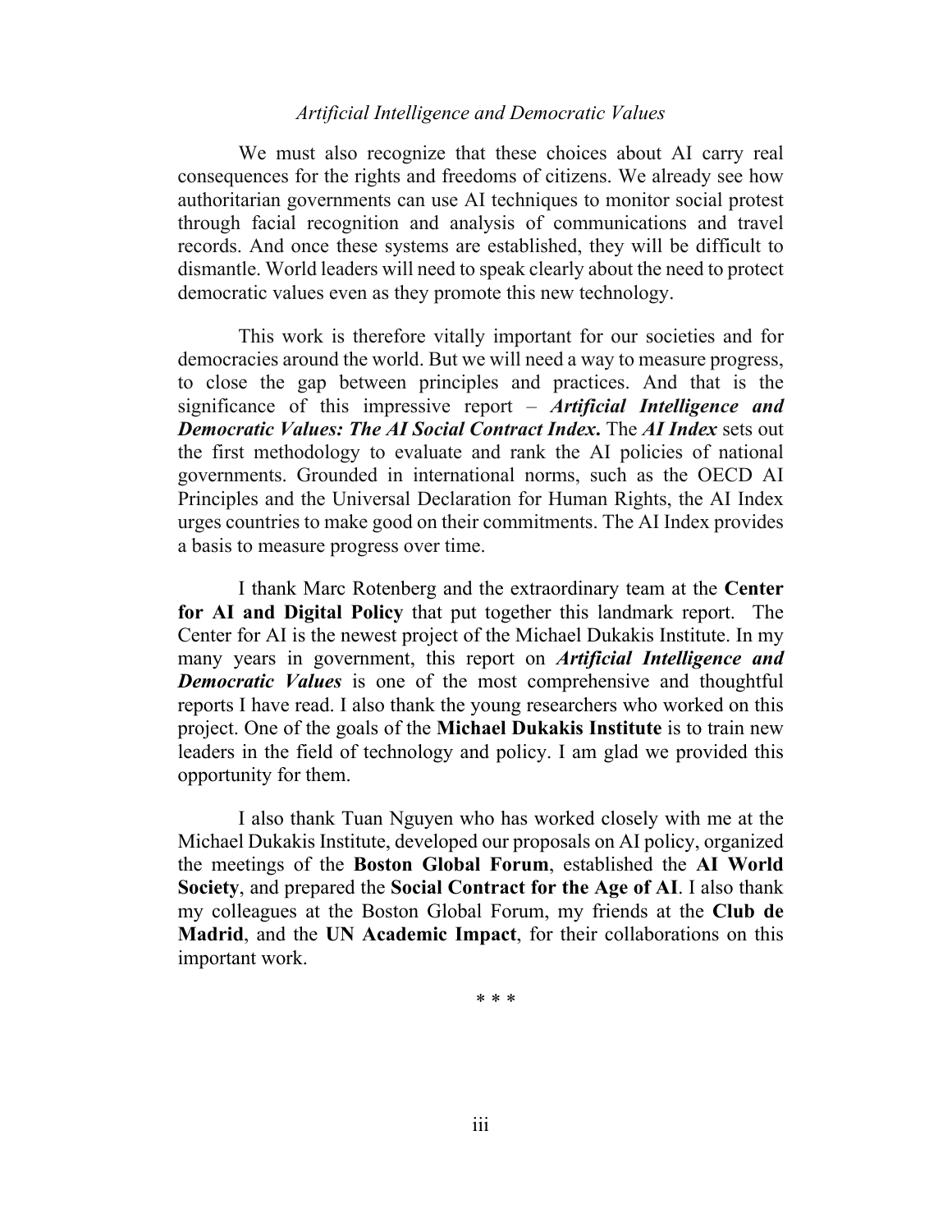We must also recognize that these choices about AI carry real consequences for the rights and freedoms of citizens. We already see how authoritarian governments can use AI techniques to monitor social protest through facial recognition and analysis of communications and travel records. And once these systems are established, they will be difficult to dismantle. World leaders will need to speak clearly about the need to protect democratic values even as they promote this new technology.

This work is therefore vitally important for our societies and for democracies around the world. But we will need a way to measure progress, to close the gap between principles and practices. And that is the significance of this impressive report – ***Artificial Intelligence and Democratic Values: The AI Social Contract Index*****.** The ***AI Index*** sets out the first methodology to evaluate and rank the AI policies of national governments. Grounded in international norms, such as the OECD AI Principles and the Universal Declaration for Human Rights, the AI Index urges countries to make good on their commitments. The AI Index provides a basis to measure progress over time.

I thank Marc Rotenberg and the extraordinary team at the **Center for AI and Digital Policy** that put together this landmark report. The Center for AI is the newest project of the Michael Dukakis Institute. In my many years in government, this report on ***Artificial Intelligence and Democratic Values*** is one of the most comprehensive and thoughtful reports I have read. I also thank the young researchers who worked on this project. One of the goals of the **Michael Dukakis Institute** is to train new leaders in the field of technology and policy. I am glad we provided this opportunity for them.

I also thank Tuan Nguyen who has worked closely with me at the Michael Dukakis Institute, developed our proposals on AI policy, organized the meetings of the **Boston Global Forum**, established the **AI World Society**, and prepared the **Social Contract for the Age of AI**. I also thank my colleagues at the Boston Global Forum, my friends at the **Club de Madrid**, and the **UN Academic Impact**, for their collaborations on this important work.

\* \* \*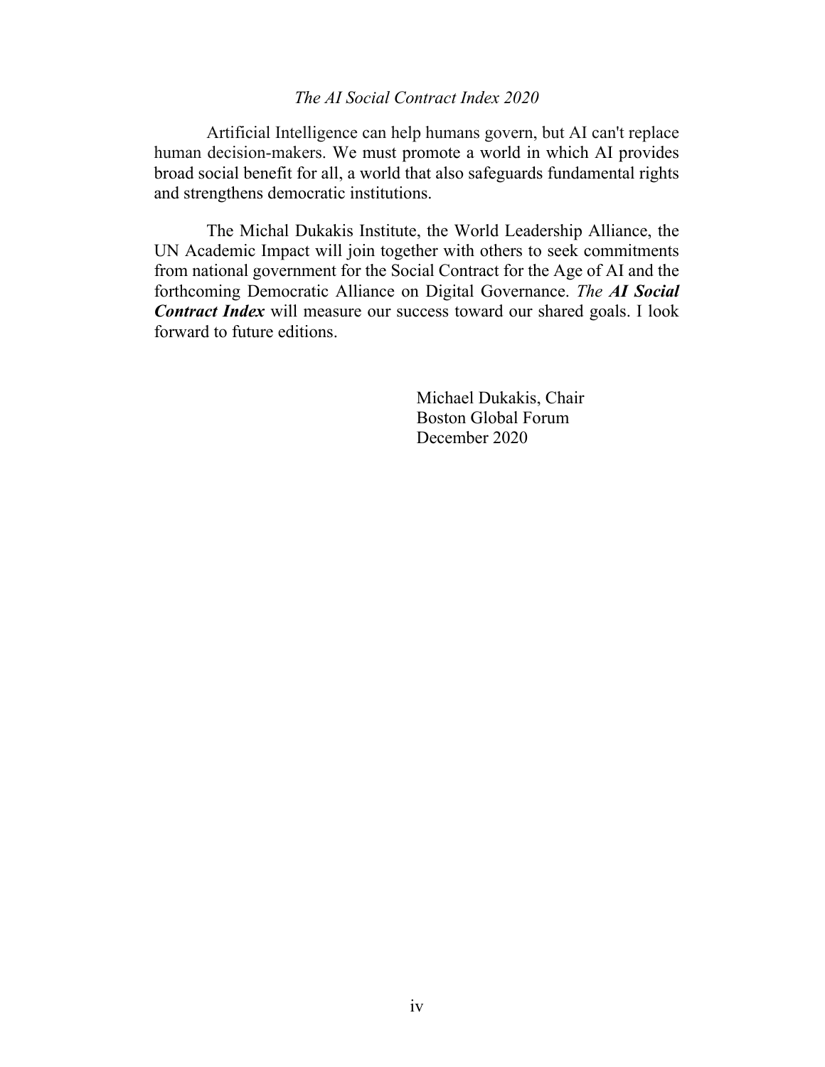Artificial Intelligence can help humans govern, but AI can't replace human decision-makers. We must promote a world in which AI provides broad social benefit for all, a world that also safeguards fundamental rights and strengthens democratic institutions.

The Michal Dukakis Institute, the World Leadership Alliance, the UN Academic Impact will join together with others to seek commitments from national government for the Social Contract for the Age of AI and the forthcoming Democratic Alliance on Digital Governance. *The* ***AI Social Contract Index*** will measure our success toward our shared goals. I look forward to future editions.

Michael Dukakis, Chair
Boston Global Forum
December 2020